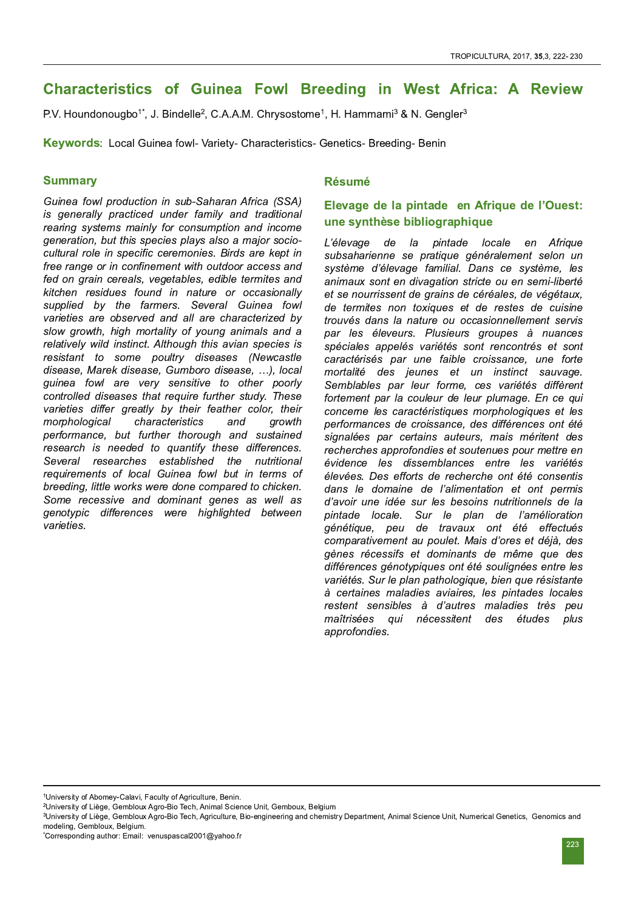# Characteristics of Guinea Fowl Breeding in West Africa: A Review

P.V. Houndonougbo[1*], J. Bindelle[2], C.A.A.M. Chrysostome[1], H. Hammami[3] & N. Gengler[3]

**Keywords**: Local Guinea fowl- Variety- Characteristics- Genetics- Breeding- Benin

## Summary

*Guinea fowl production in sub-Saharan Africa (SSA) is generally practiced under family and traditional rearing systems mainly for consumption and income generation, but this species plays also a major socio-cultural role in specific ceremonies. Birds are kept in free range or in confinement with outdoor access and fed on grain cereals, vegetables, edible termites and kitchen residues found in nature or occasionally supplied by the farmers. Several Guinea fowl varieties are observed and all are characterized by slow growth, high mortality of young animals and a relatively wild instinct. Although this avian species is resistant to some poultry diseases (Newcastle disease, Marek disease, Gumboro disease, …), local guinea fowl are very sensitive to other poorly controlled diseases that require further study. These varieties differ greatly by their feather color, their morphological characteristics and growth performance, but further thorough and sustained research is needed to quantify these differences. Several researches established the nutritional requirements of local Guinea fowl but in terms of breeding, little works were done compared to chicken. Some recessive and dominant genes as well as genotypic differences were highlighted between varieties.*

## Résumé

### Elevage de la pintade en Afrique de l'Ouest: une synthèse bibliographique

*L'élevage de la pintade locale en Afrique subsaharienne se pratique généralement selon un système d'élevage familial. Dans ce système, les animaux sont en divagation stricte ou en semi-liberté et se nourrissent de grains de céréales, de végétaux, de termites non toxiques et de restes de cuisine trouvés dans la nature ou occasionnellement servis par les éleveurs. Plusieurs groupes à nuances spéciales appelés variétés sont rencontrés et sont caractérisés par une faible croissance, une forte mortalité des jeunes et un instinct sauvage. Semblables par leur forme, ces variétés diffèrent fortement par la couleur de leur plumage. En ce qui concerne les caractéristiques morphologiques et les performances de croissance, des différences ont été signalées par certains auteurs, mais méritent des recherches approfondies et soutenues pour mettre en évidence les dissemblances entre les variétés élevées. Des efforts de recherche ont été consentis dans le domaine de l'alimentation et ont permis d'avoir une idée sur les besoins nutritionnels de la pintade locale. Sur le plan de l'amélioration génétique, peu de travaux ont été effectués comparativement au poulet. Mais d'ores et déjà, des gènes récessifs et dominants de même que des différences génotypiques ont été soulignées entre les variétés. Sur le plan pathologique, bien que résistante à certaines maladies aviaires, les pintades locales restent sensibles à d'autres maladies très peu maîtrisées qui nécessitent des études plus approfondies.*

---

[1]University of Abomey-Calavi, Faculty of Agriculture, Benin.
[2]University of Liège, Gembloux Agro-Bio Tech, Animal Science Unit, Gembloux, Belgium
[3]University of Liège, Gembloux Agro-Bio Tech, Agriculture, Bio-engineering and chemistry Department, Animal Science Unit, Numerical Genetics, Genomics and modeling, Gembloux, Belgium.
[*]Corresponding author: Email: venuspascal2001@yahoo.fr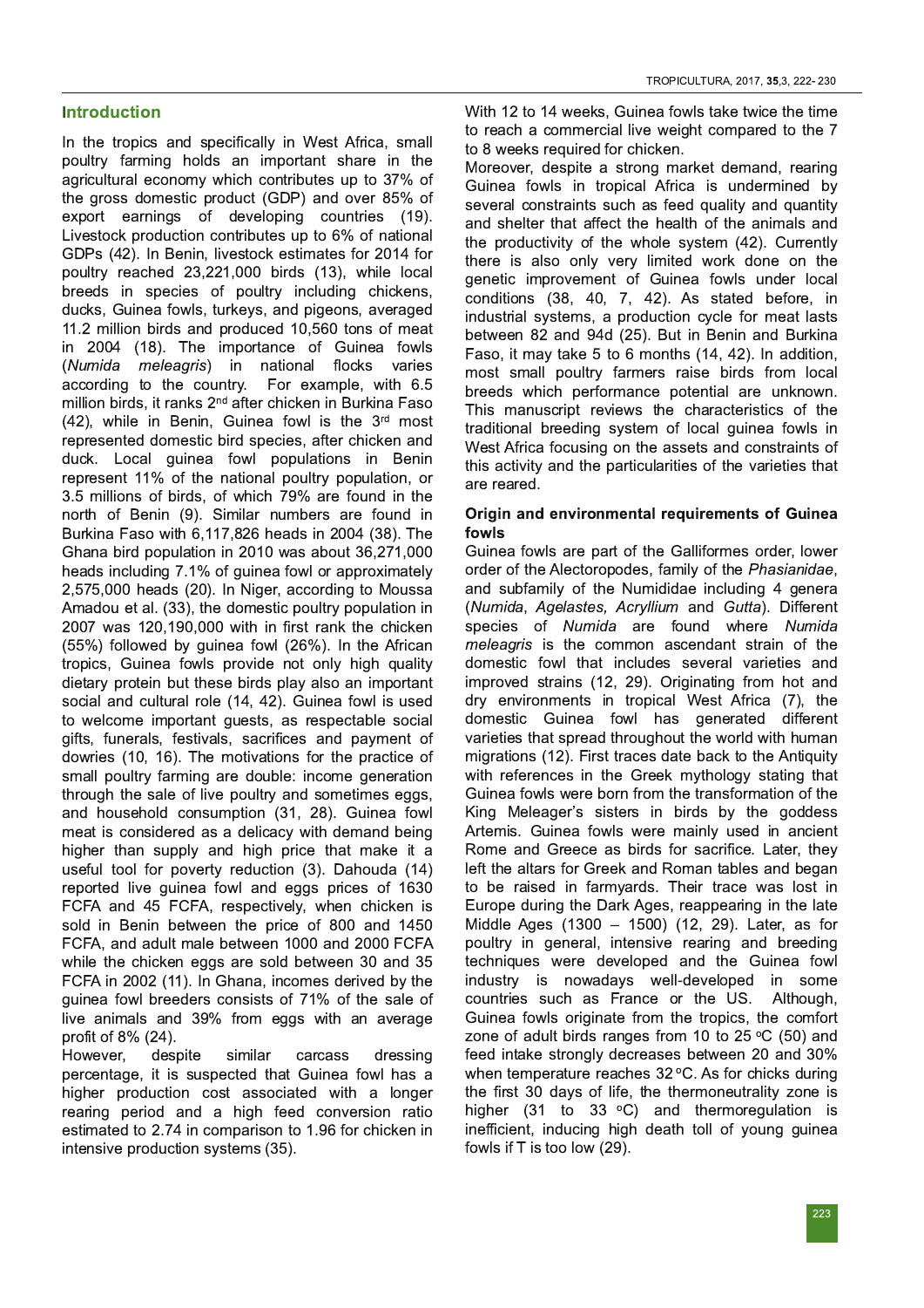## Introduction

In the tropics and specifically in West Africa, small poultry farming holds an important share in the agricultural economy which contributes up to 37% of the gross domestic product (GDP) and over 85% of export earnings of developing countries (19). Livestock production contributes up to 6% of national GDPs (42). In Benin, livestock estimates for 2014 for poultry reached 23,221,000 birds (13), while local breeds in species of poultry including chickens, ducks, Guinea fowls, turkeys, and pigeons, averaged 11.2 million birds and produced 10,560 tons of meat in 2004 (18). The importance of Guinea fowls (*Numida meleagris*) in national flocks varies according to the country. For example, with 6.5 million birds, it ranks 2nd after chicken in Burkina Faso (42), while in Benin, Guinea fowl is the 3rd most represented domestic bird species, after chicken and duck. Local guinea fowl populations in Benin represent 11% of the national poultry population, or 3.5 millions of birds, of which 79% are found in the north of Benin (9). Similar numbers are found in Burkina Faso with 6,117,826 heads in 2004 (38). The Ghana bird population in 2010 was about 36,271,000 heads including 7.1% of guinea fowl or approximately 2,575,000 heads (20). In Niger, according to Moussa Amadou et al. (33), the domestic poultry population in 2007 was 120,190,000 with in first rank the chicken (55%) followed by guinea fowl (26%). In the African tropics, Guinea fowls provide not only high quality dietary protein but these birds play also an important social and cultural role (14, 42). Guinea fowl is used to welcome important guests, as respectable social gifts, funerals, festivals, sacrifices and payment of dowries (10, 16). The motivations for the practice of small poultry farming are double: income generation through the sale of live poultry and sometimes eggs, and household consumption (31, 28). Guinea fowl meat is considered as a delicacy with demand being higher than supply and high price that make it a useful tool for poverty reduction (3). Dahouda (14) reported live guinea fowl and eggs prices of 1630 FCFA and 45 FCFA, respectively, when chicken is sold in Benin between the price of 800 and 1450 FCFA, and adult male between 1000 and 2000 FCFA while the chicken eggs are sold between 30 and 35 FCFA in 2002 (11). In Ghana, incomes derived by the guinea fowl breeders consists of 71% of the sale of live animals and 39% from eggs with an average profit of 8% (24).

However, despite similar carcass dressing percentage, it is suspected that Guinea fowl has a higher production cost associated with a longer rearing period and a high feed conversion ratio estimated to 2.74 in comparison to 1.96 for chicken in intensive production systems (35). With 12 to 14 weeks, Guinea fowls take twice the time to reach a commercial live weight compared to the 7 to 8 weeks required for chicken.

Moreover, despite a strong market demand, rearing Guinea fowls in tropical Africa is undermined by several constraints such as feed quality and quantity and shelter that affect the health of the animals and the productivity of the whole system (42). Currently there is also only very limited work done on the genetic improvement of Guinea fowls under local conditions (38, 40, 7, 42). As stated before, in industrial systems, a production cycle for meat lasts between 82 and 94d (25). But in Benin and Burkina Faso, it may take 5 to 6 months (14, 42). In addition, most small poultry farmers raise birds from local breeds which performance potential are unknown. This manuscript reviews the characteristics of the traditional breeding system of local guinea fowls in West Africa focusing on the assets and constraints of this activity and the particularities of the varieties that are reared.

### Origin and environmental requirements of Guinea fowls

Guinea fowls are part of the Galliformes order, lower order of the Alectoropodes, family of the *Phasianidae*, and subfamily of the Numididae including 4 genera (*Numida*, *Agelastes, Acryllium* and *Gutta*). Different species of *Numida* are found where *Numida meleagris* is the common ascendant strain of the domestic fowl that includes several varieties and improved strains (12, 29). Originating from hot and dry environments in tropical West Africa (7), the domestic Guinea fowl has generated different varieties that spread throughout the world with human migrations (12). First traces date back to the Antiquity with references in the Greek mythology stating that Guinea fowls were born from the transformation of the King Meleager's sisters in birds by the goddess Artemis. Guinea fowls were mainly used in ancient Rome and Greece as birds for sacrifice. Later, they left the altars for Greek and Roman tables and began to be raised in farmyards. Their trace was lost in Europe during the Dark Ages, reappearing in the late Middle Ages (1300 – 1500) (12, 29). Later, as for poultry in general, intensive rearing and breeding techniques were developed and the Guinea fowl industry is nowadays well-developed in some countries such as France or the US. Although, Guinea fowls originate from the tropics, the comfort zone of adult birds ranges from 10 to 25 °C (50) and feed intake strongly decreases between 20 and 30% when temperature reaches 32 °C. As for chicks during the first 30 days of life, the thermoneutrality zone is higher (31 to 33 °C) and thermoregulation is inefficient, inducing high death toll of young guinea fowls if T is too low (29).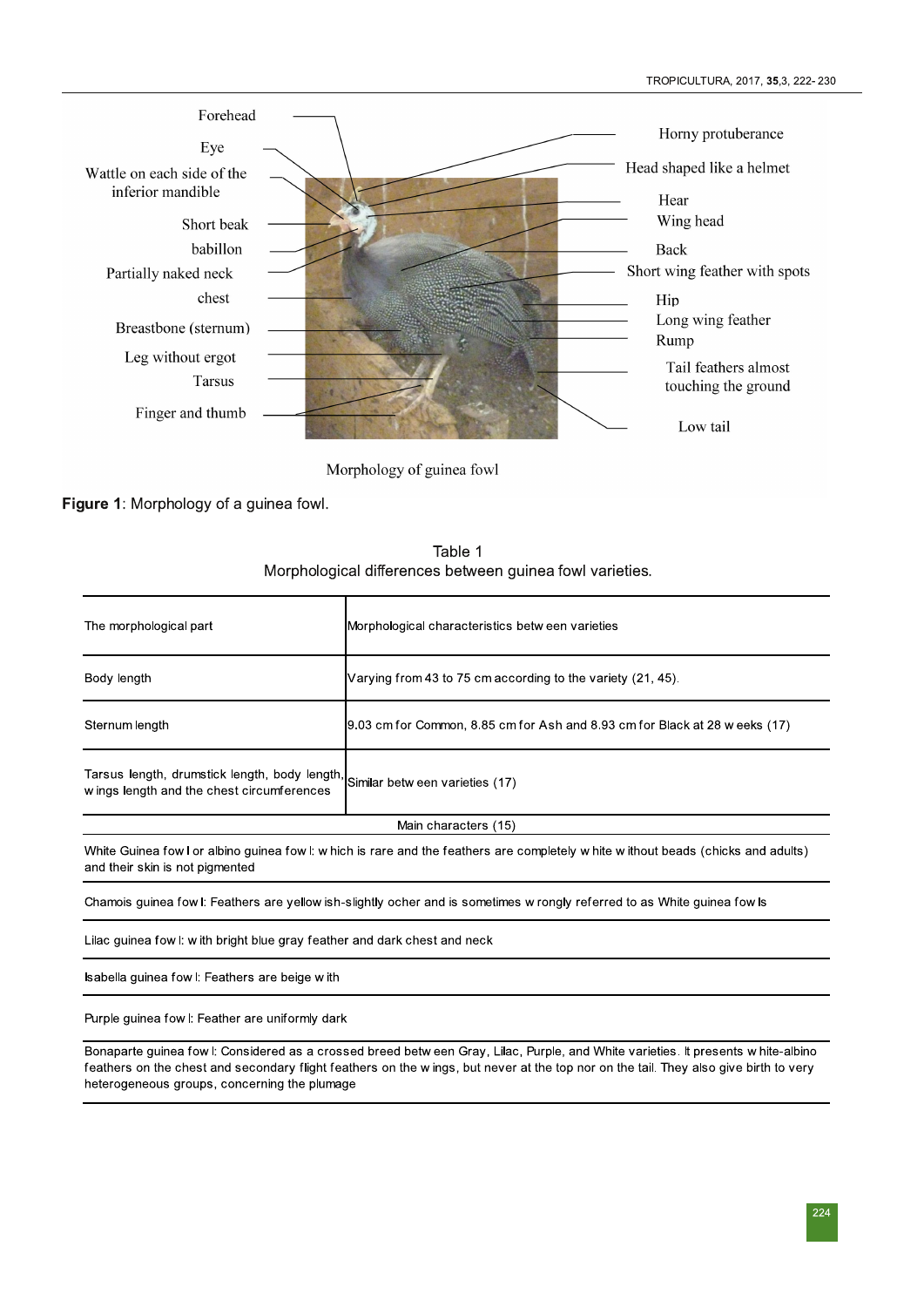**Figure 1**: Morphology of a guinea fowl.

Table 1
Morphological differences between guinea fowl varieties.

| The morphological part | Morphological characteristics between varieties |
|---|---|
| Body length | Varying from 43 to 75 cm according to the variety (21, 45). |
| Sternum length | 9.03 cm for Common, 8.85 cm for Ash and 8.93 cm for Black at 28 weeks (17) |
| Tarsus length, drumstick length, body length, wings length and the chest circumferences | Similar between varieties (17) |
| Main characters (15) | |
| White Guinea fowl or albino guinea fowl: which is rare and the feathers are completely white without beads (chicks and adults) and their skin is not pigmented | |
| Chamois guinea fowl: Feathers are yellowish-slightly ocher and is sometimes wrongly referred to as White guinea fowls | |
| Lilac guinea fowl: with bright blue gray feather and dark chest and neck | |
| Isabella guinea fowl: Feathers are beige with | |
| Purple guinea fowl: Feather are uniformly dark | |
| Bonaparte guinea fowl: Considered as a crossed breed between Gray, Lilac, Purple, and White varieties. It presents white-albino feathers on the chest and secondary flight feathers on the wings, but never at the top nor on the tail. They also give birth to very heterogeneous groups, concerning the plumage | |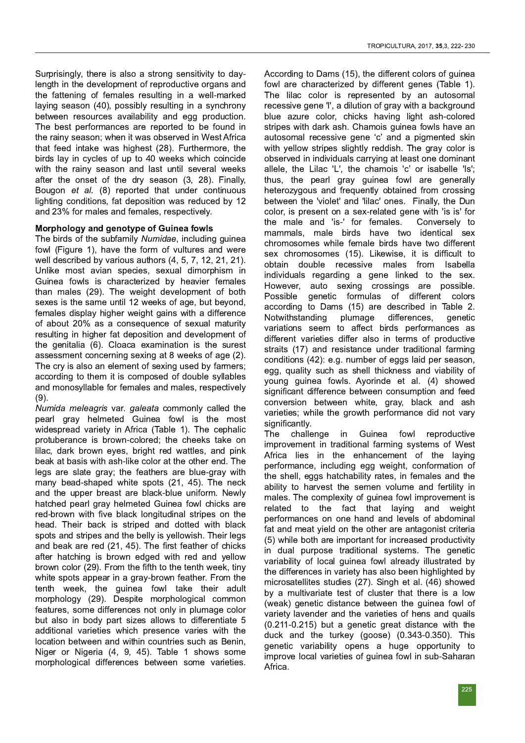Surprisingly, there is also a strong sensitivity to day-length in the development of reproductive organs and the fattening of females resulting in a well-marked laying season (40), possibly resulting in a synchrony between resources availability and egg production. The best performances are reported to be found in the rainy season; when it was observed in West Africa that feed intake was highest (28). Furthermore, the birds lay in cycles of up to 40 weeks which coincide with the rainy season and last until several weeks after the onset of the dry season (3, 28). Finally, Bougon *et al.* (8) reported that under continuous lighting conditions, fat deposition was reduced by 12 and 23% for males and females, respectively.

**Morphology and genotype of Guinea fowls**

The birds of the subfamily *Numidae*, including guinea fowl (Figure 1), have the form of vultures and were well described by various authors (4, 5, 7, 12, 21, 21). Unlike most avian species, sexual dimorphism in Guinea fowls is characterized by heavier females than males (29). The weight development of both sexes is the same until 12 weeks of age, but beyond, females display higher weight gains with a difference of about 20% as a consequence of sexual maturity resulting in higher fat deposition and development of the genitalia (6). Cloaca examination is the surest assessment concerning sexing at 8 weeks of age (2). The cry is also an element of sexing used by farmers; according to them it is composed of double syllables and monosyllable for females and males, respectively (9).

*Numida meleagris* var. *galeata* commonly called the pearl gray helmeted Guinea fowl is the most widespread variety in Africa (Table 1). The cephalic protuberance is brown-colored; the cheeks take on lilac, dark brown eyes, bright red wattles, and pink beak at basis with ash-like color at the other end. The legs are slate gray; the feathers are blue-gray with many bead-shaped white spots (21, 45). The neck and the upper breast are black-blue uniform. Newly hatched pearl gray helmeted Guinea fowl chicks are red-brown with five black longitudinal stripes on the head. Their back is striped and dotted with black spots and stripes and the belly is yellowish. Their legs and beak are red (21, 45). The first feather of chicks after hatching is brown edged with red and yellow brown color (29). From the fifth to the tenth week, tiny white spots appear in a gray-brown feather. From the tenth week, the guinea fowl take their adult morphology (29). Despite morphological common features, some differences not only in plumage color but also in body part sizes allows to differentiate 5 additional varieties which presence varies with the location between and within countries such as Benin, Niger or Nigeria (4, 9, 45). Table 1 shows some morphological differences between some varieties.

According to Dams (15), the different colors of guinea fowl are characterized by different genes (Table 1). The lilac color is represented by an autosomal recessive gene 'l', a dilution of gray with a background blue azure color, chicks having light ash-colored stripes with dark ash. Chamois guinea fowls have an autosomal recessive gene 'c' and a pigmented skin with yellow stripes slightly reddish. The gray color is observed in individuals carrying at least one dominant allele, the Lilac 'L', the chamois 'c' or isabelle 'Is'; thus, the pearl gray guinea fowl are generally heterozygous and frequently obtained from crossing between the 'violet' and 'lilac' ones. Finally, the Dun color, is present on a sex-related gene with 'is is' for the male and 'is-' for females. Conversely to mammals, male birds have two identical sex chromosomes while female birds have two different sex chromosomes (15). Likewise, it is difficult to obtain double recessive males from Isabella individuals regarding a gene linked to the sex. However, auto sexing crossings are possible. Possible genetic formulas of different colors according to Dams (15) are described in Table 2. Notwithstanding plumage differences, genetic variations seem to affect birds performances as different varieties differ also in terms of productive straits (17) and resistance under traditional farming conditions (42): e.g. number of eggs laid per season, egg, quality such as shell thickness and viability of young guinea fowls. Ayorinde et al. (4) showed significant difference between consumption and feed conversion between white, gray, black and ash varieties; while the growth performance did not vary significantly.

The challenge in Guinea fowl reproductive improvement in traditional farming systems of West Africa lies in the enhancement of the laying performance, including egg weight, conformation of the shell, eggs hatchability rates, in females and the ability to harvest the semen volume and fertility in males. The complexity of guinea fowl improvement is related to the fact that laying and weight performances on one hand and levels of abdominal fat and meat yield on the other are antagonist criteria (5) while both are important for increased productivity in dual purpose traditional systems. The genetic variability of local guinea fowl already illustrated by the differences in variety has also been highlighted by microsatellites studies (27). Singh et al. (46) showed by a multivariate test of cluster that there is a low (weak) genetic distance between the guinea fowl of variety lavender and the varieties of hens and quails (0.211-0.215) but a genetic great distance with the duck and the turkey (goose) (0.343-0.350). This genetic variability opens a huge opportunity to improve local varieties of guinea fowl in sub-Saharan Africa.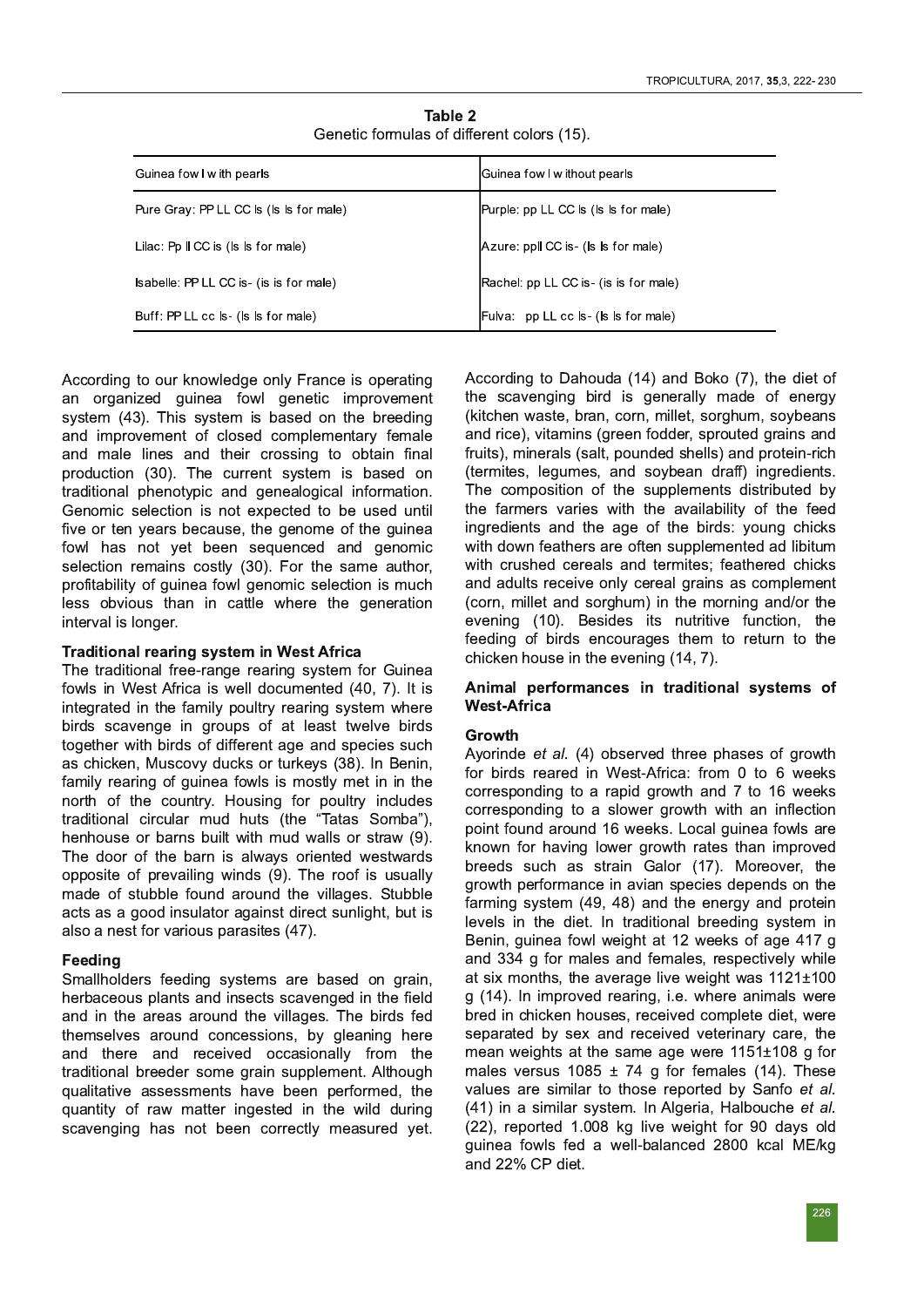**Table 2**
Genetic formulas of different colors (15).

| Guinea fowl with pearls | Guinea fowl without pearls |
|---|---|
| Pure Gray: PP LL CC Is (Is Is for male) | Purple: pp LL CC Is (Is Is for male) |
| Lilac: Pp ll CC is (Is Is for male) | Azure: ppll CC is- (Is Is for male) |
| Isabelle: PP LL CC is- (is is for male) | Rachel: pp LL CC is- (is is for male) |
| Buff: PP LL cc Is- (Is Is for male) | Fulva: pp LL cc Is- (Is Is for male) |

According to our knowledge only France is operating an organized guinea fowl genetic improvement system (43). This system is based on the breeding and improvement of closed complementary female and male lines and their crossing to obtain final production (30). The current system is based on traditional phenotypic and genealogical information. Genomic selection is not expected to be used until five or ten years because, the genome of the guinea fowl has not yet been sequenced and genomic selection remains costly (30). For the same author, profitability of guinea fowl genomic selection is much less obvious than in cattle where the generation interval is longer.

### Traditional rearing system in West Africa

The traditional free-range rearing system for Guinea fowls in West Africa is well documented (40, 7). It is integrated in the family poultry rearing system where birds scavenge in groups of at least twelve birds together with birds of different age and species such as chicken, Muscovy ducks or turkeys (38). In Benin, family rearing of guinea fowls is mostly met in in the north of the country. Housing for poultry includes traditional circular mud huts (the "Tatas Somba"), henhouse or barns built with mud walls or straw (9). The door of the barn is always oriented westwards opposite of prevailing winds (9). The roof is usually made of stubble found around the villages. Stubble acts as a good insulator against direct sunlight, but is also a nest for various parasites (47).

### Feeding

Smallholders feeding systems are based on grain, herbaceous plants and insects scavenged in the field and in the areas around the villages. The birds fed themselves around concessions, by gleaning here and there and received occasionally from the traditional breeder some grain supplement. Although qualitative assessments have been performed, the quantity of raw matter ingested in the wild during scavenging has not been correctly measured yet. According to Dahouda (14) and Boko (7), the diet of the scavenging bird is generally made of energy (kitchen waste, bran, corn, millet, sorghum, soybeans and rice), vitamins (green fodder, sprouted grains and fruits), minerals (salt, pounded shells) and protein-rich (termites, legumes, and soybean draff) ingredients. The composition of the supplements distributed by the farmers varies with the availability of the feed ingredients and the age of the birds: young chicks with down feathers are often supplemented ad libitum with crushed cereals and termites; feathered chicks and adults receive only cereal grains as complement (corn, millet and sorghum) in the morning and/or the evening (10). Besides its nutritive function, the feeding of birds encourages them to return to the chicken house in the evening (14, 7).

## Animal performances in traditional systems of West-Africa

### Growth

Ayorinde *et al.* (4) observed three phases of growth for birds reared in West-Africa: from 0 to 6 weeks corresponding to a rapid growth and 7 to 16 weeks corresponding to a slower growth with an inflection point found around 16 weeks. Local guinea fowls are known for having lower growth rates than improved breeds such as strain Galor (17). Moreover, the growth performance in avian species depends on the farming system (49, 48) and the energy and protein levels in the diet. In traditional breeding system in Benin, guinea fowl weight at 12 weeks of age 417 g and 334 g for males and females, respectively while at six months, the average live weight was 1121±100 g (14). In improved rearing, i.e. where animals were bred in chicken houses, received complete diet, were separated by sex and received veterinary care, the mean weights at the same age were 1151±108 g for males versus 1085 ± 74 g for females (14). These values are similar to those reported by Sanfo *et al.* (41) in a similar system. In Algeria, Halbouche *et al.* (22), reported 1.008 kg live weight for 90 days old guinea fowls fed a well-balanced 2800 kcal ME/kg and 22% CP diet.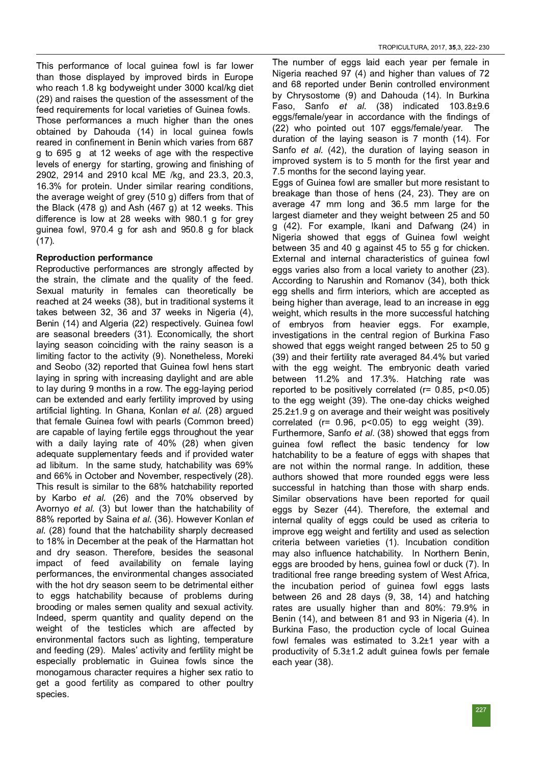This performance of local guinea fowl is far lower than those displayed by improved birds in Europe who reach 1.8 kg bodyweight under 3000 kcal/kg diet (29) and raises the question of the assessment of the feed requirements for local varieties of Guinea fowls. Those performances a much higher than the ones obtained by Dahouda (14) in local guinea fowls reared in confinement in Benin which varies from 687 g to 695 g at 12 weeks of age with the respective levels of energy for starting, growing and finishing of 2902, 2914 and 2910 kcal ME /kg, and 23.3, 20.3, 16.3% for protein. Under similar rearing conditions, the average weight of grey (510 g) differs from that of the Black (478 g) and Ash (467 g) at 12 weeks. This difference is low at 28 weeks with 980.1 g for grey guinea fowl, 970.4 g for ash and 950.8 g for black (17).

**Reproduction performance**

Reproductive performances are strongly affected by the strain, the climate and the quality of the feed. Sexual maturity in females can theoretically be reached at 24 weeks (38), but in traditional systems it takes between 32, 36 and 37 weeks in Nigeria (4), Benin (14) and Algeria (22) respectively. Guinea fowl are seasonal breeders (31). Economically, the short laying season coinciding with the rainy season is a limiting factor to the activity (9). Nonetheless, Moreki and Seobo (32) reported that Guinea fowl hens start laying in spring with increasing daylight and are able to lay during 9 months in a row. The egg-laying period can be extended and early fertility improved by using artificial lighting. In Ghana, Konlan *et al.* (28) argued that female Guinea fowl with pearls (Common breed) are capable of laying fertile eggs throughout the year with a daily laying rate of 40% (28) when given adequate supplementary feeds and if provided water ad libitum. In the same study, hatchability was 69% and 66% in October and November, respectively (28). This result is similar to the 68% hatchability reported by Karbo *et al.* (26) and the 70% observed by Avornyo *et al.* (3) but lower than the hatchability of 88% reported by Saina *et al.* (36). However Konlan *et al.* (28) found that the hatchability sharply decreased to 18% in December at the peak of the Harmattan hot and dry season. Therefore, besides the seasonal impact of feed availability on female laying performances, the environmental changes associated with the hot dry season seem to be detrimental either to eggs hatchability because of problems during brooding or males semen quality and sexual activity. Indeed, sperm quantity and quality depend on the weight of the testicles which are affected by environmental factors such as lighting, temperature and feeding (29). Males' activity and fertility might be especially problematic in Guinea fowls since the monogamous character requires a higher sex ratio to get a good fertility as compared to other poultry species.

The number of eggs laid each year per female in Nigeria reached 97 (4) and higher than values of 72 and 68 reported under Benin controlled environment by Chrysostome (9) and Dahouda (14). In Burkina Faso, Sanfo *et al.* (38) indicated 103.8±9.6 eggs/female/year in accordance with the findings of (22) who pointed out 107 eggs/female/year. The duration of the laying season is 7 month (14). For Sanfo *et al.* (42), the duration of laying season in improved system is to 5 month for the first year and 7.5 months for the second laying year.

Eggs of Guinea fowl are smaller but more resistant to breakage than those of hens (24, 23). They are on average 47 mm long and 36.5 mm large for the largest diameter and they weight between 25 and 50 g (42). For example, Ikani and Dafwang (24) in Nigeria showed that eggs of Guinea fowl weight between 35 and 40 g against 45 to 55 g for chicken. External and internal characteristics of guinea fowl eggs varies also from a local variety to another (23). According to Narushin and Romanov (34), both thick egg shells and firm interiors, which are accepted as being higher than average, lead to an increase in egg weight, which results in the more successful hatching of embryos from heavier eggs. For example, investigations in the central region of Burkina Faso showed that eggs weight ranged between 25 to 50 g (39) and their fertility rate averaged 84.4% but varied with the egg weight. The embryonic death varied between 11.2% and 17.3%. Hatching rate was reported to be positively correlated ($r= 0.85$, $p<0.05$) to the egg weight (39). The one-day chicks weighed 25.2±1.9 g on average and their weight was positively correlated ($r= 0.96$, $p<0.05$) to egg weight (39). Furthermore, Sanfo *et al.* (38) showed that eggs from guinea fowl reflect the basic tendency for low hatchability to be a feature of eggs with shapes that are not within the normal range. In addition, these authors showed that more rounded eggs were less successful in hatching than those with sharp ends. Similar observations have been reported for quail eggs by Sezer (44). Therefore, the external and internal quality of eggs could be used as criteria to improve egg weight and fertility and used as selection criteria between varieties (1). Incubation condition may also influence hatchability. In Northern Benin, eggs are brooded by hens, guinea fowl or duck (7). In traditional free range breeding system of West Africa, the incubation period of guinea fowl eggs lasts between 26 and 28 days (9, 38, 14) and hatching rates are usually higher than and 80%: 79.9% in Benin (14), and between 81 and 93 in Nigeria (4). In Burkina Faso, the production cycle of local Guinea fowl females was estimated to 3.2±1 year with a productivity of 5.3±1.2 adult guinea fowls per female each year (38).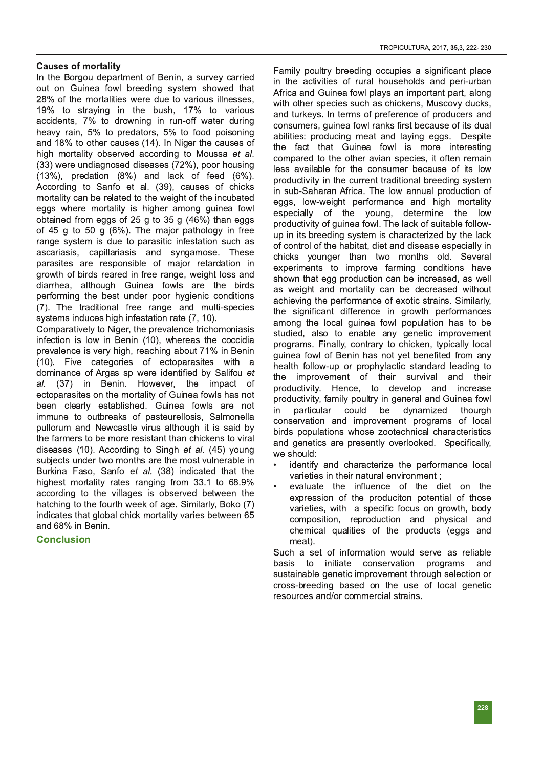**Causes of mortality**

In the Borgou department of Benin, a survey carried out on Guinea fowl breeding system showed that 28% of the mortalities were due to various illnesses, 19% to straying in the bush, 17% to various accidents, 7% to drowning in run-off water during heavy rain, 5% to predators, 5% to food poisoning and 18% to other causes (14). In Niger the causes of high mortality observed according to Moussa *et al.* (33) were undiagnosed diseases (72%), poor housing (13%), predation (8%) and lack of feed (6%). According to Sanfo et al. (39), causes of chicks mortality can be related to the weight of the incubated eggs where mortality is higher among guinea fowl obtained from eggs of 25 g to 35 g (46%) than eggs of 45 g to 50 g (6%). The major pathology in free range system is due to parasitic infestation such as ascariasis, capillariasis and syngamose. These parasites are responsible of major retardation in growth of birds reared in free range, weight loss and diarrhea, although Guinea fowls are the birds performing the best under poor hygienic conditions (7). The traditional free range and multi-species systems induces high infestation rate (7, 10).

Comparatively to Niger, the prevalence trichomoniasis infection is low in Benin (10), whereas the coccidia prevalence is very high, reaching about 71% in Benin (10). Five categories of ectoparasites with a dominance of Argas sp were identified by Salifou *et al.* (37) in Benin. However, the impact of ectoparasites on the mortality of Guinea fowls has not been clearly established. Guinea fowls are not immune to outbreaks of pasteurellosis, Salmonella pullorum and Newcastle virus although it is said by the farmers to be more resistant than chickens to viral diseases (10). According to Singh *et al.* (45) young subjects under two months are the most vulnerable in Burkina Faso, Sanfo e*t al.* (38) indicated that the highest mortality rates ranging from 33.1 to 68.9% according to the villages is observed between the hatching to the fourth week of age. Similarly, Boko (7) indicates that global chick mortality varies between 65 and 68% in Benin.

## Conclusion

Family poultry breeding occupies a significant place in the activities of rural households and peri-urban Africa and Guinea fowl plays an important part, along with other species such as chickens, Muscovy ducks, and turkeys. In terms of preference of producers and consumers, guinea fowl ranks first because of its dual abilities: producing meat and laying eggs. Despite the fact that Guinea fowl is more interesting compared to the other avian species, it often remain less available for the consumer because of its low productivity in the current traditional breeding system in sub-Saharan Africa. The low annual production of eggs, low-weight performance and high mortality especially of the young, determine the low productivity of guinea fowl. The lack of suitable follow-up in its breeding system is characterized by the lack of control of the habitat, diet and disease especially in chicks younger than two months old. Several experiments to improve farming conditions have shown that egg production can be increased, as well as weight and mortality can be decreased without achieving the performance of exotic strains. Similarly, the significant difference in growth performances among the local guinea fowl population has to be studied, also to enable any genetic improvement programs. Finally, contrary to chicken, typically local guinea fowl of Benin has not yet benefited from any health follow-up or prophylactic standard leading to the improvement of their survival and their productivity. Hence, to develop and increase productivity, family poultry in general and Guinea fowl in particular could be dynamized thourgh conservation and improvement programs of local birds populations whose zootechnical characteristics and genetics are presently overlooked. Specifically, we should:

- identify and characterize the performance local varieties in their natural environment ;
- evaluate the influence of the diet on the expression of the produciton potential of those varieties, with a specific focus on growth, body composition, reproduction and physical and chemical qualities of the products (eggs and meat).

Such a set of information would serve as reliable basis to initiate conservation programs and sustainable genetic improvement through selection or cross-breeding based on the use of local genetic resources and/or commercial strains.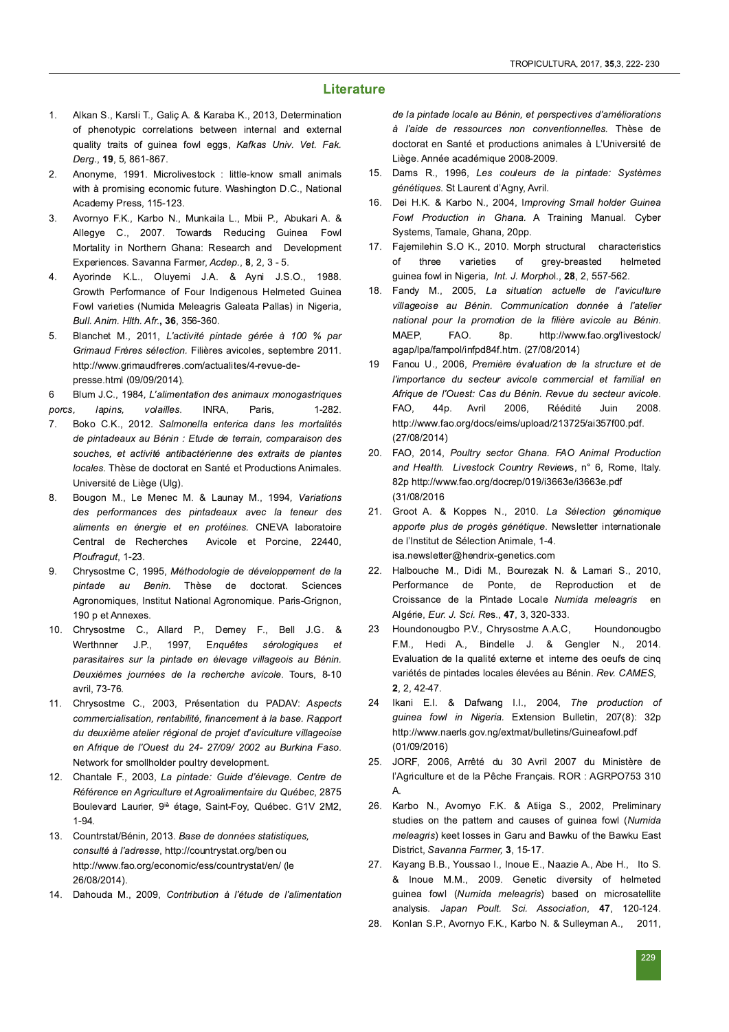## Literature

1. Alkan S., Karsli T., Galiç A. & Karaba K., 2013, Determination of phenotypic correlations between internal and external quality traits of guinea fowl eggs, *Kafkas Univ. Vet. Fak. Derg.*, **19**, 5, 861-867.
2. Anonyme, 1991. Microlivestock : little-know small animals with à promising economic future. Washington D.C., National Academy Press, 115-123.
3. Avornyo F.K., Karbo N., Munkaila L., Mbii P., Abukari A. & Allegye C., 2007. Towards Reducing Guinea Fowl Mortality in Northern Ghana: Research and Development Experiences. Savanna Farmer, *Acdep.*, **8**, 2, 3 - 5.
4. Ayorinde K.L., Oluyemi J.A. & Ayni J.S.O., 1988. Growth Performance of Four Indigenous Helmeted Guinea Fowl varieties (Numida Meleagris Galeata Pallas) in Nigeria, *Bull. Anim. Hlth. Afr.*, **36**, 356-360.
5. Blanchet M., 2011, *L'activité pintade gérée à 100 % par Grimaud Frères sélection.* Filières avicoles, septembre 2011. http://www.grimaudfreres.com/actualites/4-revue-de-presse.html (09/09/2014).
6. Blum J.C., 1984, *L'alimentation des animaux monogastriques porcs, lapins, volailles.* INRA, Paris, 1-282.
7. Boko C.K., 2012. *Salmonella enterica dans les mortalités de pintadeaux au Bénin : Etude de terrain, comparaison des souches, et activité antibactérienne des extraits de plantes locales.* Thèse de doctorat en Santé et Productions Animales. Université de Liège (Ulg).
8. Bougon M., Le Menec M. & Launay M., 1994, *Variations des performances des pintadeaux avec la teneur des aliments en énergie et en protéines.* CNEVA laboratoire Central de Recherches Avicole et Porcine, 22440, *Ploufragut*, 1-23.
9. Chrysostme C, 1995, *Méthodologie de développement de la pintade au Benin.* Thèse de doctorat. Sciences Agronomiques, Institut National Agronomique. Paris-Grignon, 190 p et Annexes.
10. Chrysostme C., Allard P., Demey F., Bell J.G. & Werthnner J.P., 1997, *Enquêtes sérologiques et parasitaires sur la pintade en élevage villageois au Bénin. Deuxièmes journées de la recherche avicole.* Tours, 8-10 avril, 73-76.
11. Chrysostme C., 2003, Présentation du PADAV: *Aspects commercialisation, rentabilité, financement à la base. Rapport du deuxième atelier régional de projet d'aviculture villageoise en Afrique de l'Ouest du 24- 27/09/ 2002 au Burkina Faso.* Network for smollholder poultry development.
12. Chantale F., 2003, *La pintade: Guide d'élevage. Centre de Référence en Agriculture et Agroalimentaire du Québec*, 2875 Boulevard Laurier, 9ié étage, Saint-Foy, Québec. G1V 2M2, 1-94.
13. Countrstat/Bénin, 2013. *Base de données statistiques, consulté à l'adresse*, http://countrystat.org/ben ou http://www.fao.org/economic/ess/countrystat/en/ (le 26/08/2014).
14. Dahouda M., 2009, *Contribution à l'étude de l'alimentation de la pintade locale au Bénin, et perspectives d'améliorations à l'aide de ressources non conventionnelles.* Thèse de doctorat en Santé et productions animales à L'Université de Liège. Année académique 2008-2009.
15. Dams R., 1996, *Les couleurs de la pintade: Systèmes génétiques.* St Laurent d'Agny, Avril.
16. Dei H.K. & Karbo N., 2004, I*mproving Small holder Guinea Fowl Production in Ghana.* A Training Manual. Cyber Systems, Tamale, Ghana, 20pp.
17. Fajemilehin S.O K., 2010. Morph structural characteristics of three varieties of grey-breasted helmeted guinea fowl in Nigeria, *Int. J. Morphol.*, **28**, 2, 557-562.
18. Fandy M., 2005, *La situation actuelle de l'aviculture villageoise au Bénin. Communication donnée à l'atelier national pour la promotion de la filière avicole au Bénin.* MAEP, FAO. 8p. http://www.fao.org/livestock/agap/lpa/fampol/infpd84f.htm. (27/08/2014)
19. Fanou U., 2006, *Première évaluation de la structure et de l'importance du secteur avicole commercial et familial en Afrique de l'Ouest: Cas du Bénin. Revue du secteur avicole.* FAO, 44p. Avril 2006, Réédité Juin 2008. http://www.fao.org/docs/eims/upload/213725/ai357f00.pdf. (27/08/2014)
20. FAO, 2014, *Poultry sector Ghana. FAO Animal Production and Health. Livestock Country Reviews*, n° 6, Rome, Italy. 82p http://www.fao.org/docrep/019/i3663e/i3663e.pdf (31/08/2016
21. Groot A. & Koppes N., 2010. *La Sélection génomique apporte plus de progès génétique.* Newsletter internationale de l'Institut de Sélection Animale, 1-4. isa.newsletter@hendrix-genetics.com
22. Halbouche M., Didi M., Bourezak N. & Lamari S., 2010, Performance de Ponte, de Reproduction et de Croissance de la Pintade Locale *Numida meleagris* en Algérie, *Eur. J. Sci. Res.*, **47**, 3, 320-333.
23. Houndonougbo P.V., Chrysostme A.A.C, Houndonougbo F.M., Hedi A., Bindelle J. & Gengler N., 2014. Evaluation de la qualité externe et interne des oeufs de cinq variétés de pintades locales élevées au Bénin. *Rev. CAMES*, **2**, 2, 42-47.
24. Ikani E.I. & Dafwang I.I., 2004, *The production of guinea fowl in Nigeria.* Extension Bulletin, 207(8): 32p http://www.naerls.gov.ng/extmat/bulletins/Guineafowl.pdf (01/09/2016)
25. JORF, 2006, Arrêté du 30 Avril 2007 du Ministère de l'Agriculture et de la Pêche Français. ROR : AGRPO753 310 A.
26. Karbo N., Avornyo F.K. & Atiiga S., 2002, Preliminary studies on the pattern and causes of guinea fowl (*Numida meleagris*) keet losses in Garu and Bawku of the Bawku East District, *Savanna Farmer,* **3**, 15-17.
27. Kayang B.B., Youssao I., Inoue E., Naazie A., Abe H., Ito S. & Inoue M.M., 2009. Genetic diversity of helmeted guinea fowl (*Numida meleagris*) based on microsatellite analysis. *Japan Poult. Sci. Association*, **47**, 120-124.
28. Konlan S.P., Avornyo F.K., Karbo N. & Sulleyman A., 2011,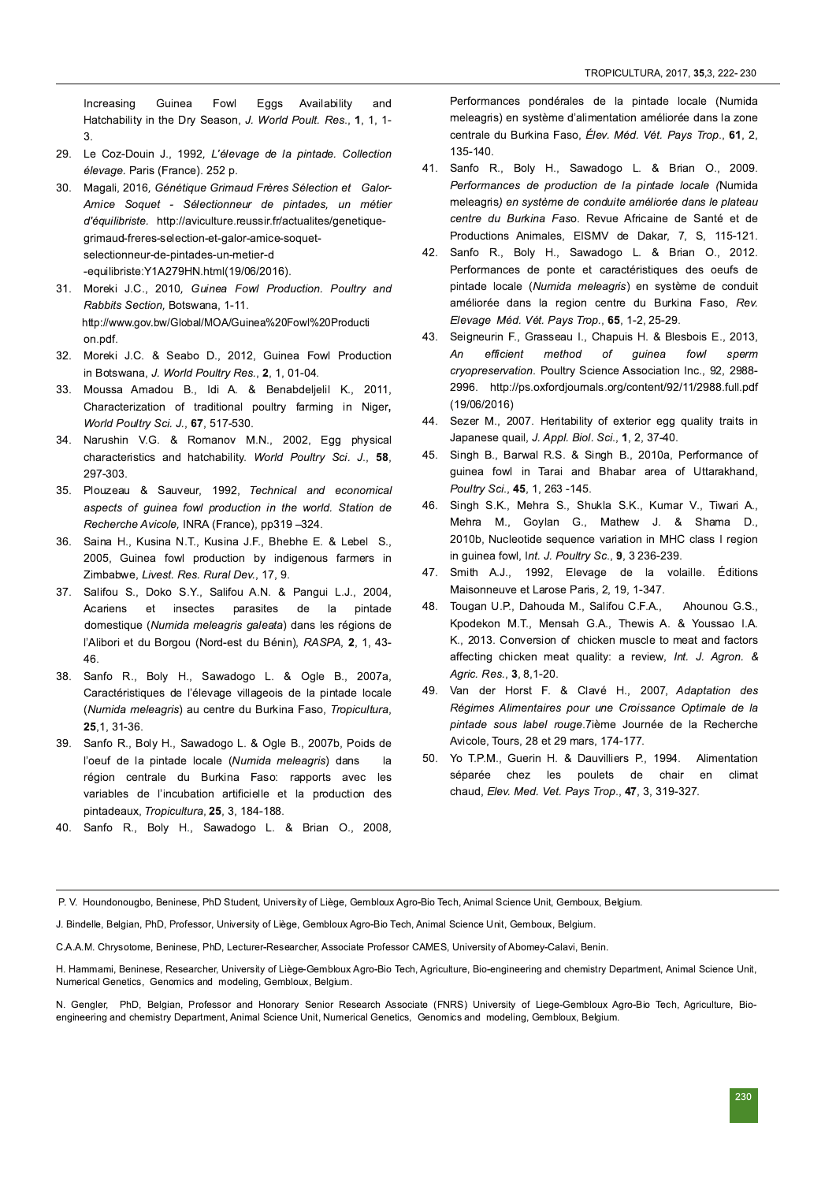Increasing Guinea Fowl Eggs Availability and Hatchability in the Dry Season, *J. World Poult. Res.*, **1**, 1, 1-3.

29. Le Coz-Douin J., 1992, *L'élevage de la pintade. Collection élevage.* Paris (France). 252 p.
30. Magali, 2016, *Génétique Grimaud Frères Sélection et Galor-Amice Soquet - Sélectionneur de pintades, un métier d'équilibriste.* http://aviculture.reussir.fr/actualites/genetique-grimaud-freres-selection-et-galor-amice-soquet-selectionneur-de-pintades-un-metier-d-equilibriste:Y1A279HN.html(19/06/2016).
31. Moreki J.C., 2010, *Guinea Fowl Production. Poultry and Rabbits Section,* Botswana, 1-11. http://www.gov.bw/Global/MOA/Guinea%20Fowl%20Production.pdf.
32. Moreki J.C. & Seabo D., 2012, Guinea Fowl Production in Botswana, *J. World Poultry Res.*, **2**, 1, 01-04.
33. Moussa Amadou B., Idi A. & Benabdeljelil K., 2011, Characterization of traditional poultry farming in Niger, *World Poultry Sci. J.*, **67**, 517-530.
34. Narushin V.G. & Romanov M.N., 2002, Egg physical characteristics and hatchability. *World Poultry Sci. J.*, **58**, 297-303.
35. Plouzeau & Sauveur, 1992, *Technical and economical aspects of guinea fowl production in the world. Station de Recherche Avicole,* INRA (France), pp319 –324.
36. Saina H., Kusina N.T., Kusina J.F., Bhebhe E. & Lebel S., 2005, Guinea fowl production by indigenous farmers in Zimbabwe, *Livest. Res. Rural Dev.*, 17, 9.
37. Salifou S., Doko S.Y., Salifou A.N. & Pangui L.J., 2004, Acariens et insectes parasites de la pintade domestique (*Numida meleagris galeata*) dans les régions de l'Alibori et du Borgou (Nord-est du Bénin), *RASPA*, **2**, 1, 43-46.
38. Sanfo R., Boly H., Sawadogo L. & Ogle B., 2007a, Caractéristiques de l'élevage villageois de la pintade locale (*Numida meleagris*) au centre du Burkina Faso, *Tropicultura*, **25**,1, 31-36.
39. Sanfo R., Boly H., Sawadogo L. & Ogle B., 2007b, Poids de l'oeuf de la pintade locale (*Numida meleagris*) dans la région centrale du Burkina Faso: rapports avec les variables de l'incubation artificielle et la production des pintadeaux, *Tropicultura*, **25**, 3, 184-188.
40. Sanfo R., Boly H., Sawadogo L. & Brian O., 2008, Performances pondérales de la pintade locale (Numida meleagris) en système d'alimentation améliorée dans la zone centrale du Burkina Faso, *Élev. Méd. Vét. Pays Trop.*, **61**, 2, 135-140.
41. Sanfo R., Boly H., Sawadogo L. & Brian O., 2009. *Performances de production de la pintade locale (*Numida meleagris*) en système de conduite améliorée dans le plateau centre du Burkina Faso.* Revue Africaine de Santé et de Productions Animales, EISMV de Dakar, 7, S, 115-121.
42. Sanfo R., Boly H., Sawadogo L. & Brian O., 2012. Performances de ponte et caractéristiques des oeufs de pintade locale (*Numida meleagris*) en système de conduit améliorée dans la region centre du Burkina Faso, *Rev. Elevage Méd. Vét. Pays Trop.*, **65**, 1-2, 25-29.
43. Seigneurin F., Grasseau I., Chapuis H. & Blesbois E., 2013, *An efficient method of guinea fowl sperm cryopreservation.* Poultry Science Association Inc., 92, 2988-2996. http://ps.oxfordjournals.org/content/92/11/2988.full.pdf (19/06/2016)
44. Sezer M., 2007. Heritability of exterior egg quality traits in Japanese quail, *J. Appl. Biol. Sci.*, **1**, 2, 37-40.
45. Singh B., Barwal R.S. & Singh B., 2010a, Performance of guinea fowl in Tarai and Bhabar area of Uttarakhand, *Poultry Sci.*, **45**, 1, 263 -145.
46. Singh S.K., Mehra S., Shukla S.K., Kumar V., Tiwari A., Mehra M., Goylan G., Mathew J. & Shama D., 2010b, Nucleotide sequence variation in MHC class I region in guinea fowl, I*nt. J. Poultry Sc.*, **9**, 3 236-239.
47. Smith A.J., 1992, Elevage de la volaille. Éditions Maisonneuve et Larose Paris, 2, 19, 1-347.
48. Tougan U.P., Dahouda M., Salifou C.F.A., Ahounou G.S., Kpodekon M.T., Mensah G.A., Thewis A. & Youssao I.A. K., 2013. Conversion of chicken muscle to meat and factors affecting chicken meat quality: a review, *Int. J. Agron. & Agric. Res.*, **3**, 8,1-20.
49. Van der Horst F. & Clavé H., 2007, *Adaptation des Régimes Alimentaires pour une Croissance Optimale de la pintade sous label rouge.*7ième Journée de la Recherche Avicole, Tours, 28 et 29 mars, 174-177.
50. Yo T.P.M., Guerin H. & Dauvilliers P., 1994. Alimentation séparée chez les poulets de chair en climat chaud, *Elev. Med. Vet. Pays Trop.*, **47**, 3, 319-327.

---

P. V. Houndonougbo, Beninese, PhD Student, University of Liège, Gembloux Agro-Bio Tech, Animal Science Unit, Gemboux, Belgium.

J. Bindelle, Belgian, PhD, Professor, University of Liège, Gembloux Agro-Bio Tech, Animal Science Unit, Gembloux, Belgium.

C.A.A.M. Chrysotome, Beninese, PhD, Lecturer-Researcher, Associate Professor CAMES, University of Abomey-Calavi, Benin.

H. Hammami, Beninese, Researcher, University of Liège-Gembloux Agro-Bio Tech, Agriculture, Bio-engineering and chemistry Department, Animal Science Unit, Numerical Genetics, Genomics and modeling, Gembloux, Belgium.

N. Gengler, PhD, Belgian, Professor and Honorary Senior Research Associate (FNRS) University of Liege-Gembloux Agro-Bio Tech, Agriculture, Bio-engineering and chemistry Department, Animal Science Unit, Numerical Genetics, Genomics and modeling, Gembloux, Belgium.